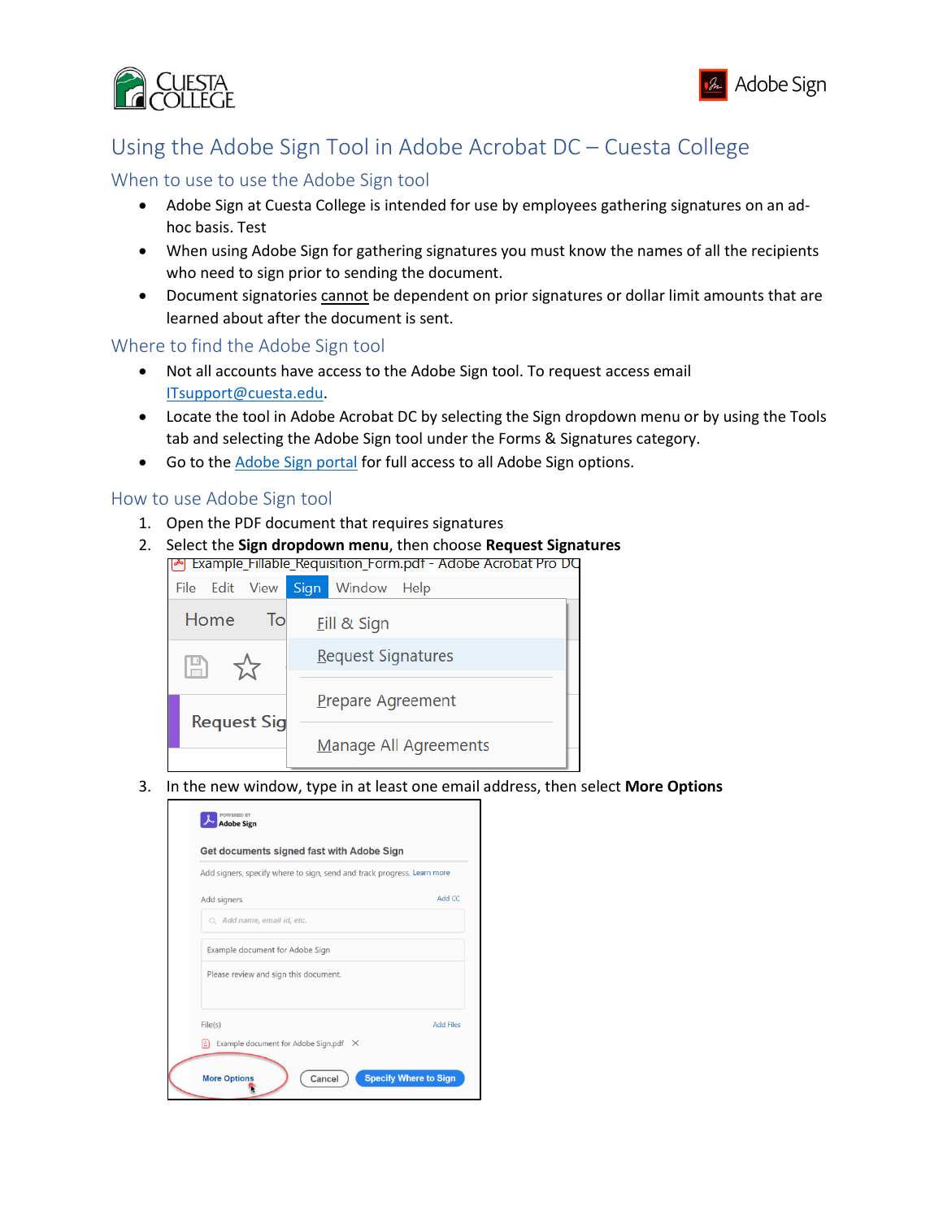# Using the Adobe Sign Tool in Adobe Acrobat DC – Cuesta College

## When to use to use the Adobe Sign tool

- Adobe Sign at Cuesta College is intended for use by employees gathering signatures on an ad-hoc basis. Test
- When using Adobe Sign for gathering signatures you must know the names of all the recipients who need to sign prior to sending the document.
- Document signatories cannot be dependent on prior signatures or dollar limit amounts that are learned about after the document is sent.

## Where to find the Adobe Sign tool

- Not all accounts have access to the Adobe Sign tool. To request access email ITsupport@cuesta.edu.
- Locate the tool in Adobe Acrobat DC by selecting the Sign dropdown menu or by using the Tools tab and selecting the Adobe Sign tool under the Forms & Signatures category.
- Go to the Adobe Sign portal for full access to all Adobe Sign options.

## How to use Adobe Sign tool

1. Open the PDF document that requires signatures
2. Select the **Sign dropdown menu**, then choose **Request Signatures**
3. In the new window, type in at least one email address, then select **More Options**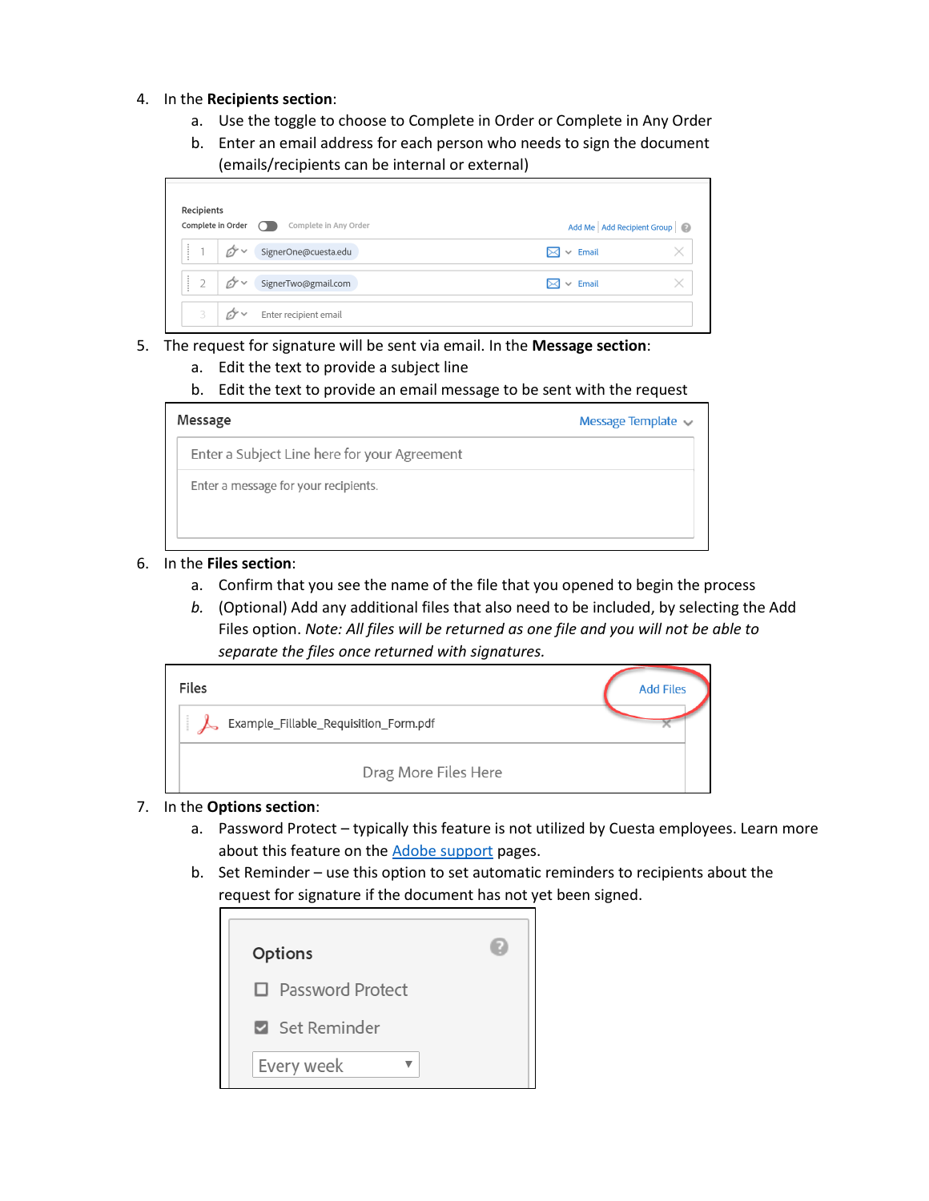4. In the **Recipients section**:
   a. Use the toggle to choose to Complete in Order or Complete in Any Order
   b. Enter an email address for each person who needs to sign the document (emails/recipients can be internal or external)

5. The request for signature will be sent via email. In the **Message section**:
   a. Edit the text to provide a subject line
   b. Edit the text to provide an email message to be sent with the request

6. In the **Files section**:
   a. Confirm that you see the name of the file that you opened to begin the process
   *b.* (Optional) Add any additional files that also need to be included, by selecting the Add Files option. *Note: All files will be returned as one file and you will not be able to separate the files once returned with signatures.*

7. In the **Options section**:
   a. Password Protect – typically this feature is not utilized by Cuesta employees. Learn more about this feature on the [Adobe support]() pages.
   b. Set Reminder – use this option to set automatic reminders to recipients about the request for signature if the document has not yet been signed.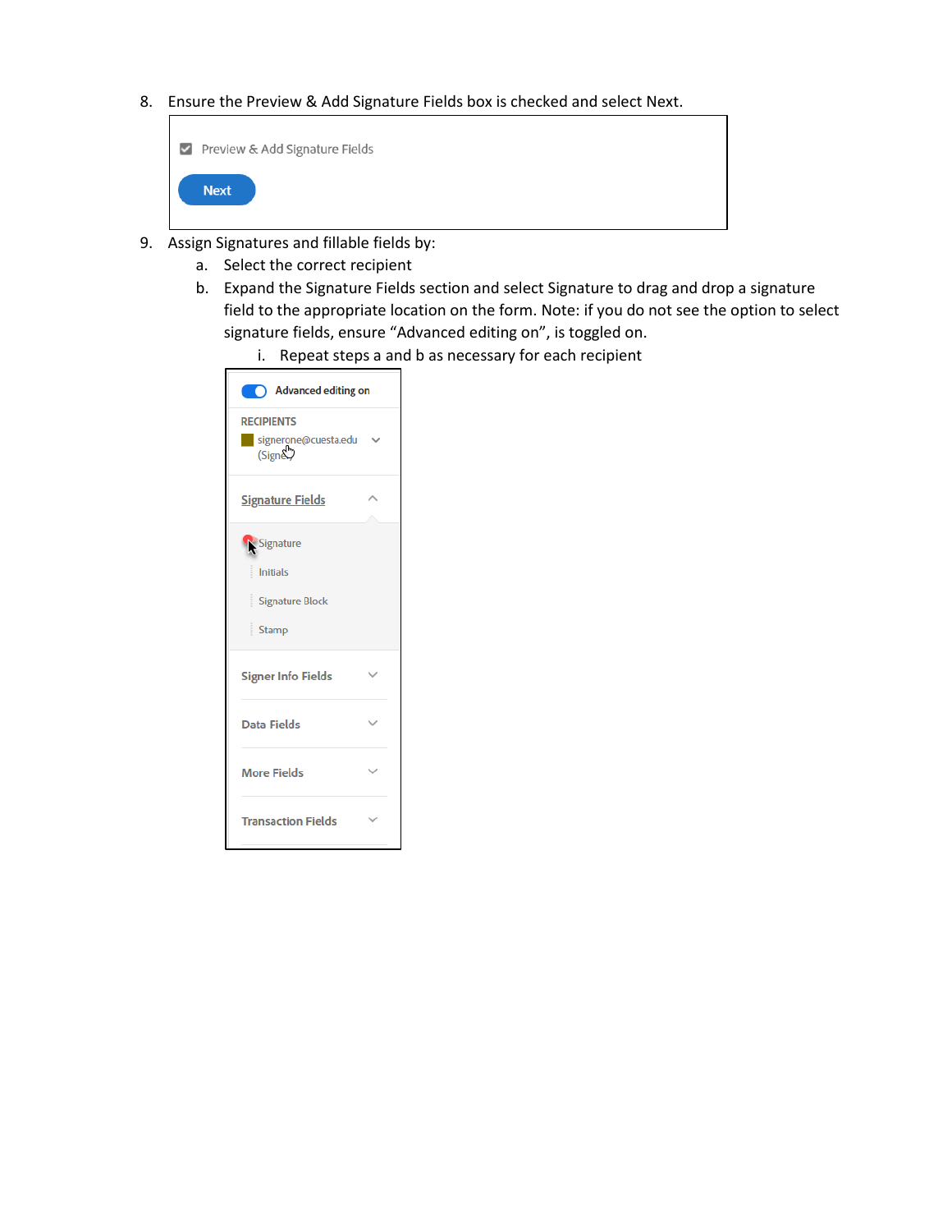8. Ensure the Preview & Add Signature Fields box is checked and select Next.

9. Assign Signatures and fillable fields by:
    a. Select the correct recipient
    b. Expand the Signature Fields section and select Signature to drag and drop a signature field to the appropriate location on the form. Note: if you do not see the option to select signature fields, ensure "Advanced editing on", is toggled on.
        i. Repeat steps a and b as necessary for each recipient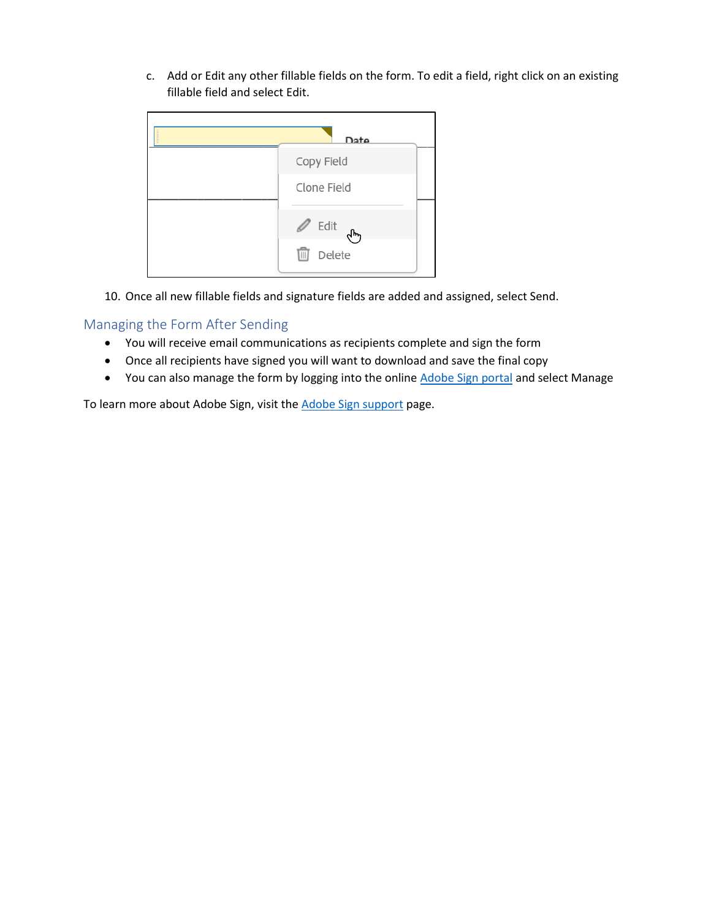c. Add or Edit any other fillable fields on the form. To edit a field, right click on an existing fillable field and select Edit.

10. Once all new fillable fields and signature fields are added and assigned, select Send.

## Managing the Form After Sending

- You will receive email communications as recipients complete and sign the form
- Once all recipients have signed you will want to download and save the final copy
- You can also manage the form by logging into the online Adobe Sign portal and select Manage

To learn more about Adobe Sign, visit the Adobe Sign support page.